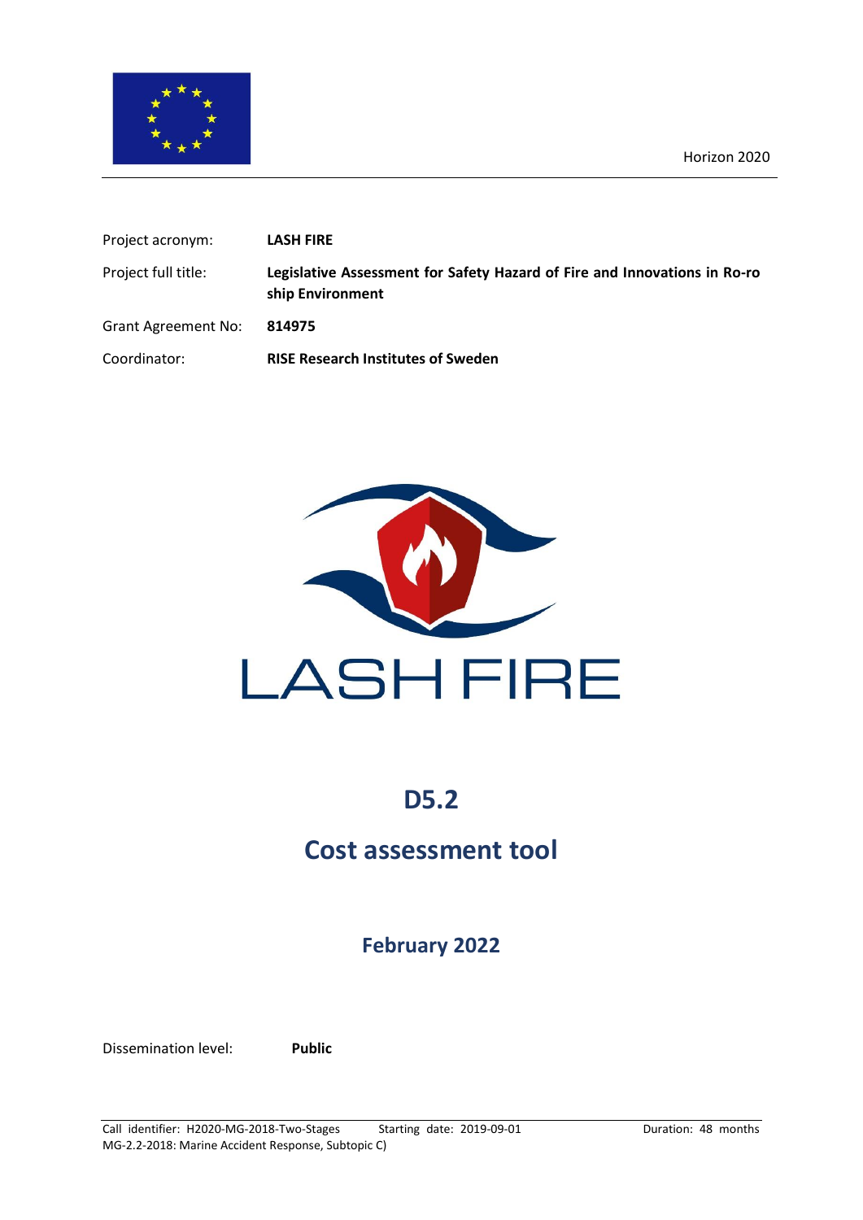Horizon 2020

| | |
|---|---|
| Project acronym: | **LASH FIRE** |
| Project full title: | **Legislative Assessment for Safety Hazard of Fire and Innovations in Ro-ro ship Environment** |
| Grant Agreement No: | **814975** |
| Coordinator: | **RISE Research Institutes of Sweden** |

LASH FIRE

# D5.2

## Cost assessment tool

### February 2022

Dissemination level: **Public**

Call identifier: H2020-MG-2018-Two-Stages Starting date: 2019-09-01 Duration: 48 months
MG-2.2-2018: Marine Accident Response, Subtopic C)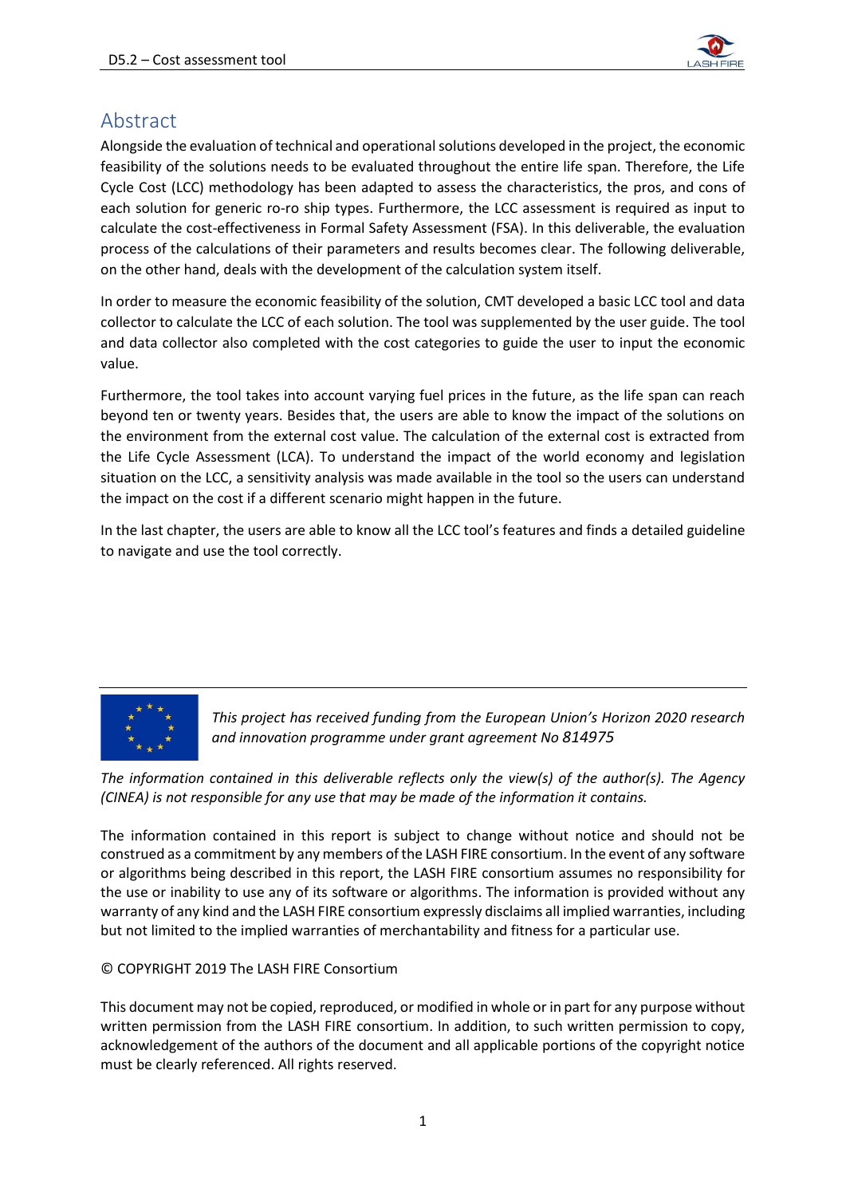# Abstract

Alongside the evaluation of technical and operational solutions developed in the project, the economic feasibility of the solutions needs to be evaluated throughout the entire life span. Therefore, the Life Cycle Cost (LCC) methodology has been adapted to assess the characteristics, the pros, and cons of each solution for generic ro-ro ship types. Furthermore, the LCC assessment is required as input to calculate the cost-effectiveness in Formal Safety Assessment (FSA). In this deliverable, the evaluation process of the calculations of their parameters and results becomes clear. The following deliverable, on the other hand, deals with the development of the calculation system itself.

In order to measure the economic feasibility of the solution, CMT developed a basic LCC tool and data collector to calculate the LCC of each solution. The tool was supplemented by the user guide. The tool and data collector also completed with the cost categories to guide the user to input the economic value.

Furthermore, the tool takes into account varying fuel prices in the future, as the life span can reach beyond ten or twenty years. Besides that, the users are able to know the impact of the solutions on the environment from the external cost value. The calculation of the external cost is extracted from the Life Cycle Assessment (LCA). To understand the impact of the world economy and legislation situation on the LCC, a sensitivity analysis was made available in the tool so the users can understand the impact on the cost if a different scenario might happen in the future.

In the last chapter, the users are able to know all the LCC tool's features and finds a detailed guideline to navigate and use the tool correctly.

*This project has received funding from the European Union's Horizon 2020 research and innovation programme under grant agreement No 814975*

*The information contained in this deliverable reflects only the view(s) of the author(s). The Agency (CINEA) is not responsible for any use that may be made of the information it contains.*

The information contained in this report is subject to change without notice and should not be construed as a commitment by any members of the LASH FIRE consortium. In the event of any software or algorithms being described in this report, the LASH FIRE consortium assumes no responsibility for the use or inability to use any of its software or algorithms. The information is provided without any warranty of any kind and the LASH FIRE consortium expressly disclaims all implied warranties, including but not limited to the implied warranties of merchantability and fitness for a particular use.

© COPYRIGHT 2019 The LASH FIRE Consortium

This document may not be copied, reproduced, or modified in whole or in part for any purpose without written permission from the LASH FIRE consortium. In addition, to such written permission to copy, acknowledgement of the authors of the document and all applicable portions of the copyright notice must be clearly referenced. All rights reserved.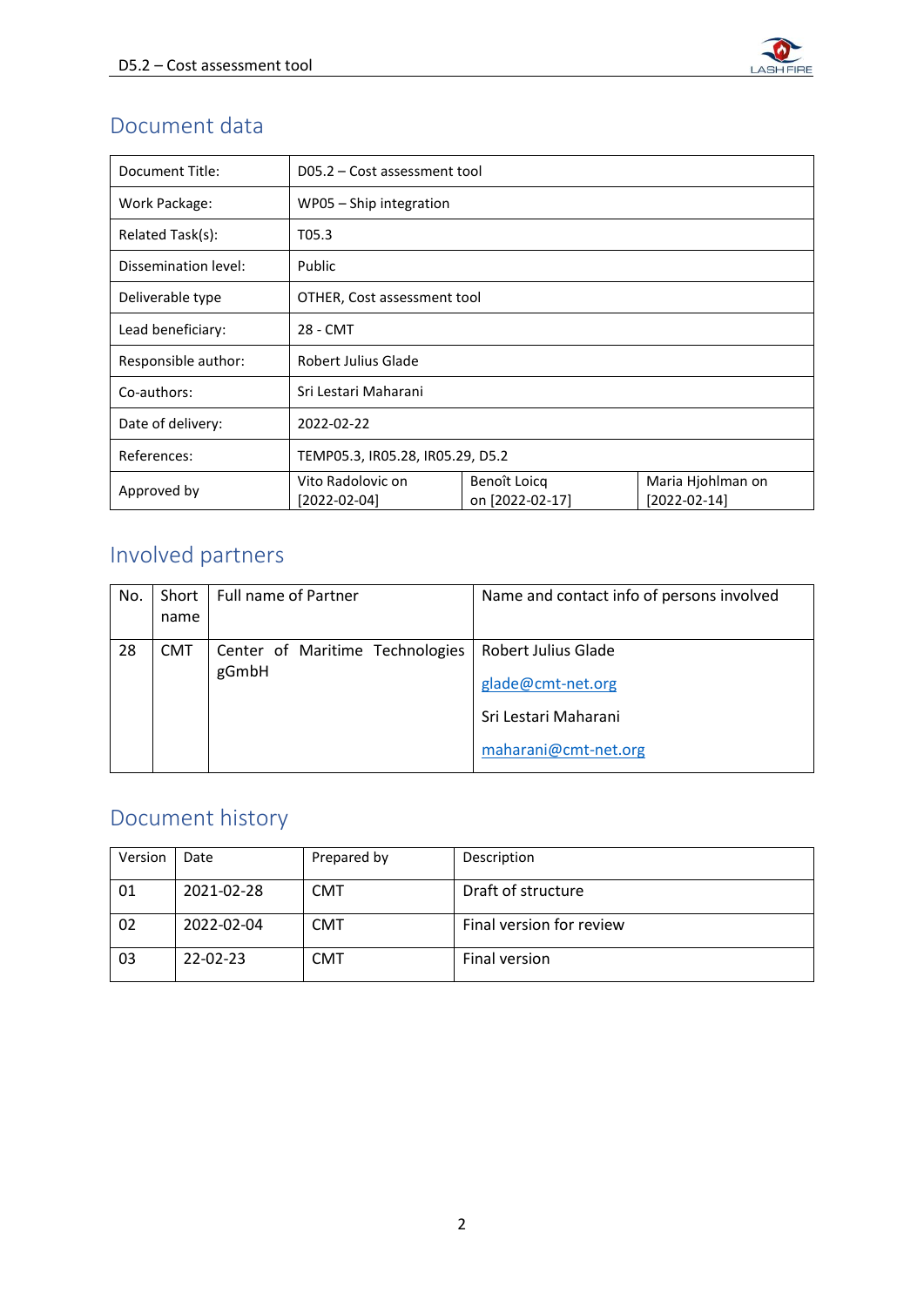## Document data

| Document Title: | D05.2 – Cost assessment tool | | |
|---|---|---|---|
| Work Package: | WP05 – Ship integration | | |
| Related Task(s): | T05.3 | | |
| Dissemination level: | Public | | |
| Deliverable type | OTHER, Cost assessment tool | | |
| Lead beneficiary: | 28 - CMT | | |
| Responsible author: | Robert Julius Glade | | |
| Co-authors: | Sri Lestari Maharani | | |
| Date of delivery: | 2022-02-22 | | |
| References: | TEMP05.3, IR05.28, IR05.29, D5.2 | | |
| Approved by | Vito Radolovic on [2022-02-04] | Benoît Loicq on [2022-02-17] | Maria Hjohlman on [2022-02-14] |

## Involved partners

| No. | Short name | Full name of Partner | Name and contact info of persons involved |
|---|---|---|---|
| 28 | CMT | Center of Maritime Technologies gGmbH | Robert Julius Glade<br>glade@cmt-net.org<br>Sri Lestari Maharani<br>maharani@cmt-net.org |

## Document history

| Version | Date | Prepared by | Description |
|---|---|---|---|
| 01 | 2021-02-28 | CMT | Draft of structure |
| 02 | 2022-02-04 | CMT | Final version for review |
| 03 | 22-02-23 | CMT | Final version |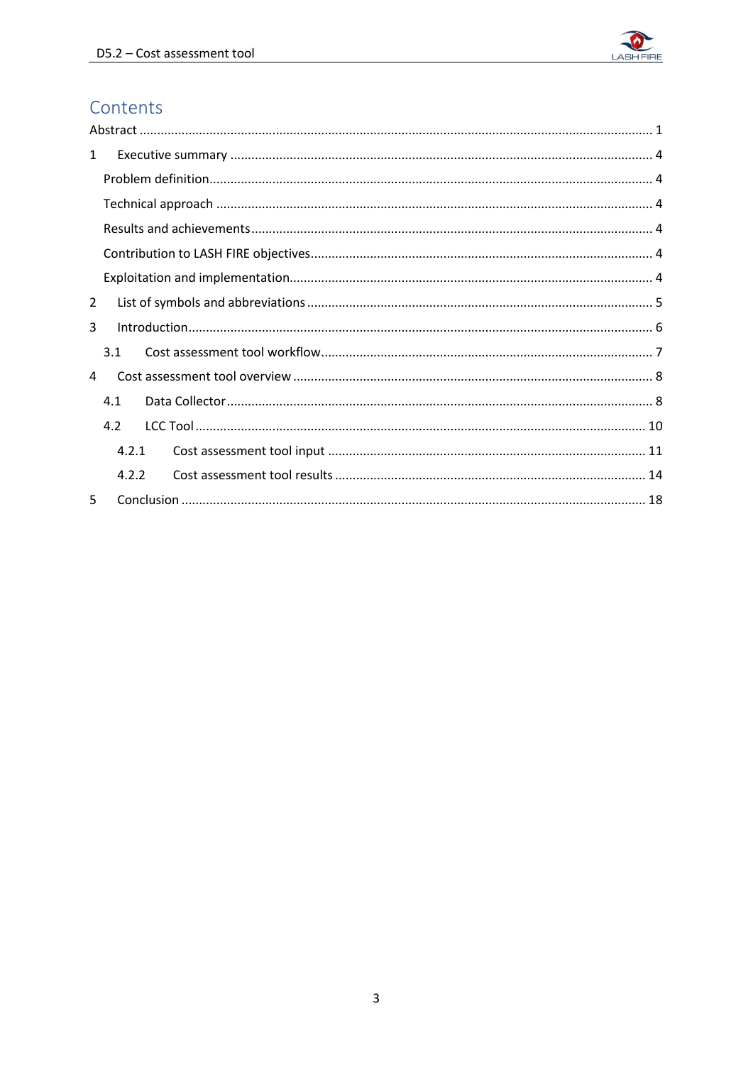# Contents

Abstract ........................................................................................................................................ 1

1 Executive summary ........................................................................................................... 4

  Problem definition............................................................................................................. 4

  Technical approach ........................................................................................................... 4

  Results and achievements................................................................................................. 4

  Contribution to LASH FIRE objectives................................................................................. 4

  Exploitation and implementation...................................................................................... 4

2 List of symbols and abbreviations .................................................................................. 5

3 Introduction...................................................................................................................... 6

  3.1 Cost assessment tool workflow.............................................................................. 7

4 Cost assessment tool overview ...................................................................................... 8

  4.1 Data Collector......................................................................................................... 8

  4.2 LCC Tool ............................................................................................................... 10

    4.2.1 Cost assessment tool input .......................................................................... 11

    4.2.2 Cost assessment tool results ........................................................................ 14

5 Conclusion ..................................................................................................................... 18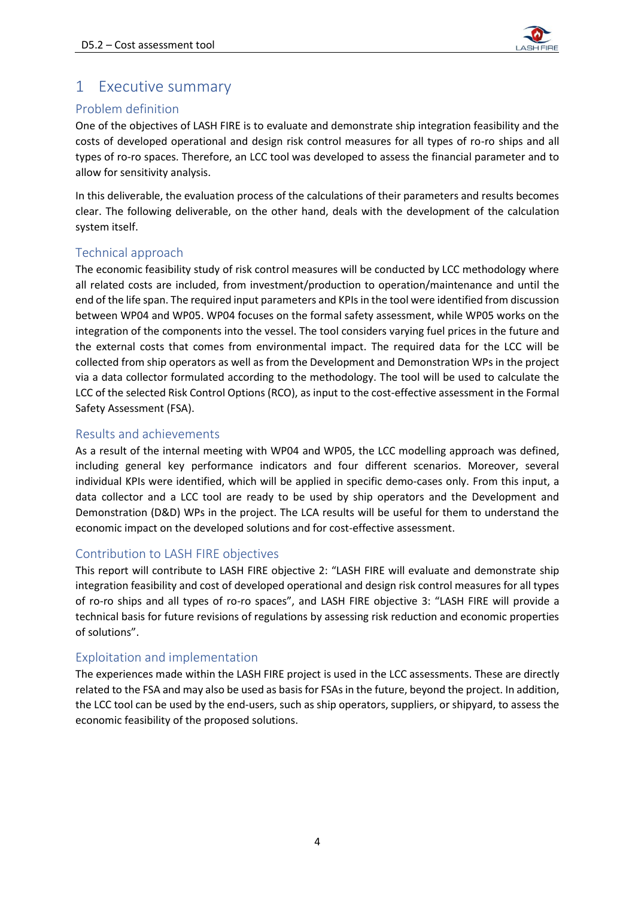# 1 Executive summary

## Problem definition

One of the objectives of LASH FIRE is to evaluate and demonstrate ship integration feasibility and the costs of developed operational and design risk control measures for all types of ro-ro ships and all types of ro-ro spaces. Therefore, an LCC tool was developed to assess the financial parameter and to allow for sensitivity analysis.

In this deliverable, the evaluation process of the calculations of their parameters and results becomes clear. The following deliverable, on the other hand, deals with the development of the calculation system itself.

## Technical approach

The economic feasibility study of risk control measures will be conducted by LCC methodology where all related costs are included, from investment/production to operation/maintenance and until the end of the life span. The required input parameters and KPIs in the tool were identified from discussion between WP04 and WP05. WP04 focuses on the formal safety assessment, while WP05 works on the integration of the components into the vessel. The tool considers varying fuel prices in the future and the external costs that comes from environmental impact. The required data for the LCC will be collected from ship operators as well as from the Development and Demonstration WPs in the project via a data collector formulated according to the methodology. The tool will be used to calculate the LCC of the selected Risk Control Options (RCO), as input to the cost-effective assessment in the Formal Safety Assessment (FSA).

## Results and achievements

As a result of the internal meeting with WP04 and WP05, the LCC modelling approach was defined, including general key performance indicators and four different scenarios. Moreover, several individual KPIs were identified, which will be applied in specific demo-cases only. From this input, a data collector and a LCC tool are ready to be used by ship operators and the Development and Demonstration (D&D) WPs in the project. The LCA results will be useful for them to understand the economic impact on the developed solutions and for cost-effective assessment.

## Contribution to LASH FIRE objectives

This report will contribute to LASH FIRE objective 2: "LASH FIRE will evaluate and demonstrate ship integration feasibility and cost of developed operational and design risk control measures for all types of ro-ro ships and all types of ro-ro spaces", and LASH FIRE objective 3: "LASH FIRE will provide a technical basis for future revisions of regulations by assessing risk reduction and economic properties of solutions".

## Exploitation and implementation

The experiences made within the LASH FIRE project is used in the LCC assessments. These are directly related to the FSA and may also be used as basis for FSAs in the future, beyond the project. In addition, the LCC tool can be used by the end-users, such as ship operators, suppliers, or shipyard, to assess the economic feasibility of the proposed solutions.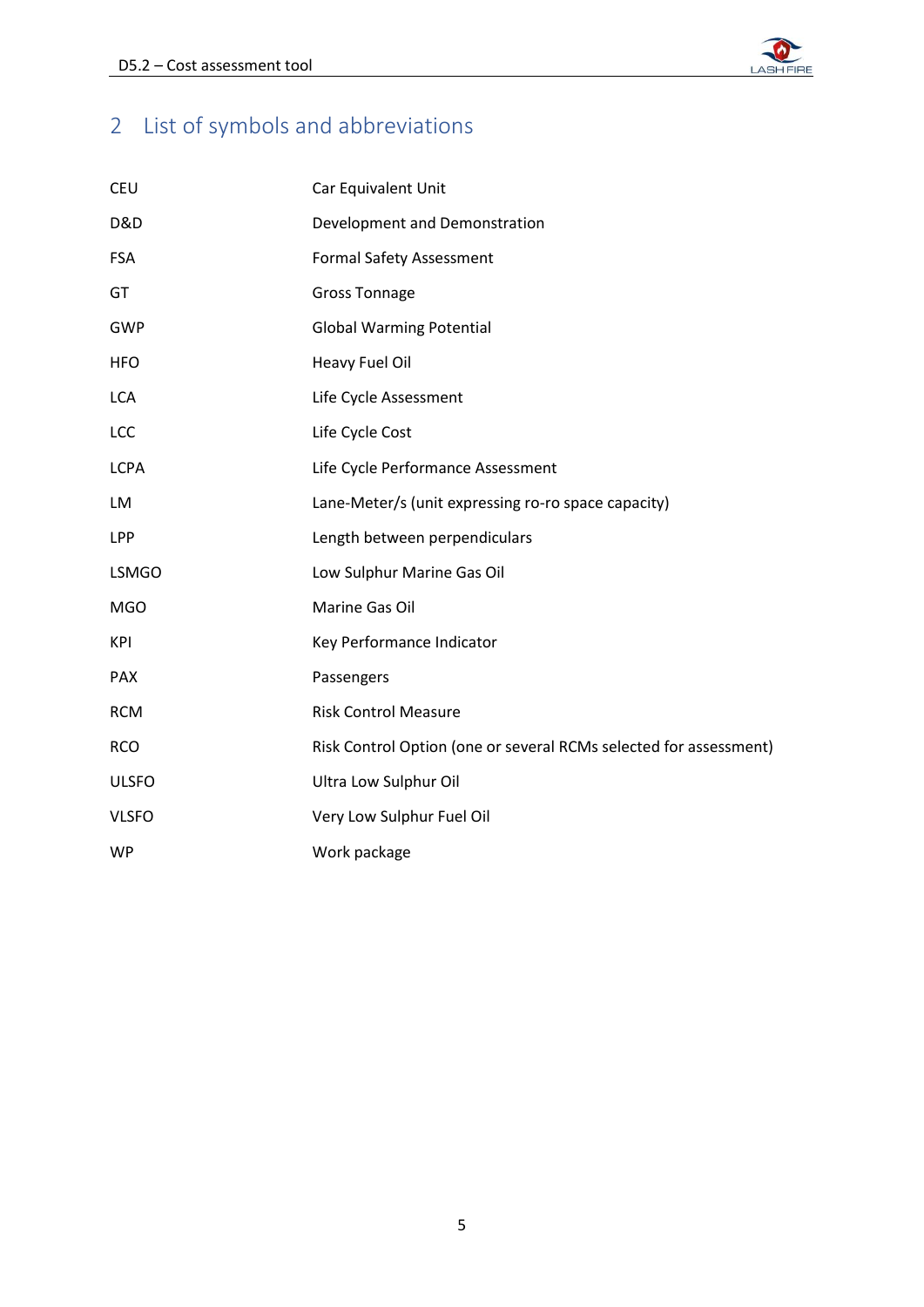# 2 List of symbols and abbreviations

| | |
|---|---|
| CEU | Car Equivalent Unit |
| D&D | Development and Demonstration |
| FSA | Formal Safety Assessment |
| GT | Gross Tonnage |
| GWP | Global Warming Potential |
| HFO | Heavy Fuel Oil |
| LCA | Life Cycle Assessment |
| LCC | Life Cycle Cost |
| LCPA | Life Cycle Performance Assessment |
| LM | Lane-Meter/s (unit expressing ro-ro space capacity) |
| LPP | Length between perpendiculars |
| LSMGO | Low Sulphur Marine Gas Oil |
| MGO | Marine Gas Oil |
| KPI | Key Performance Indicator |
| PAX | Passengers |
| RCM | Risk Control Measure |
| RCO | Risk Control Option (one or several RCMs selected for assessment) |
| ULSFO | Ultra Low Sulphur Oil |
| VLSFO | Very Low Sulphur Fuel Oil |
| WP | Work package |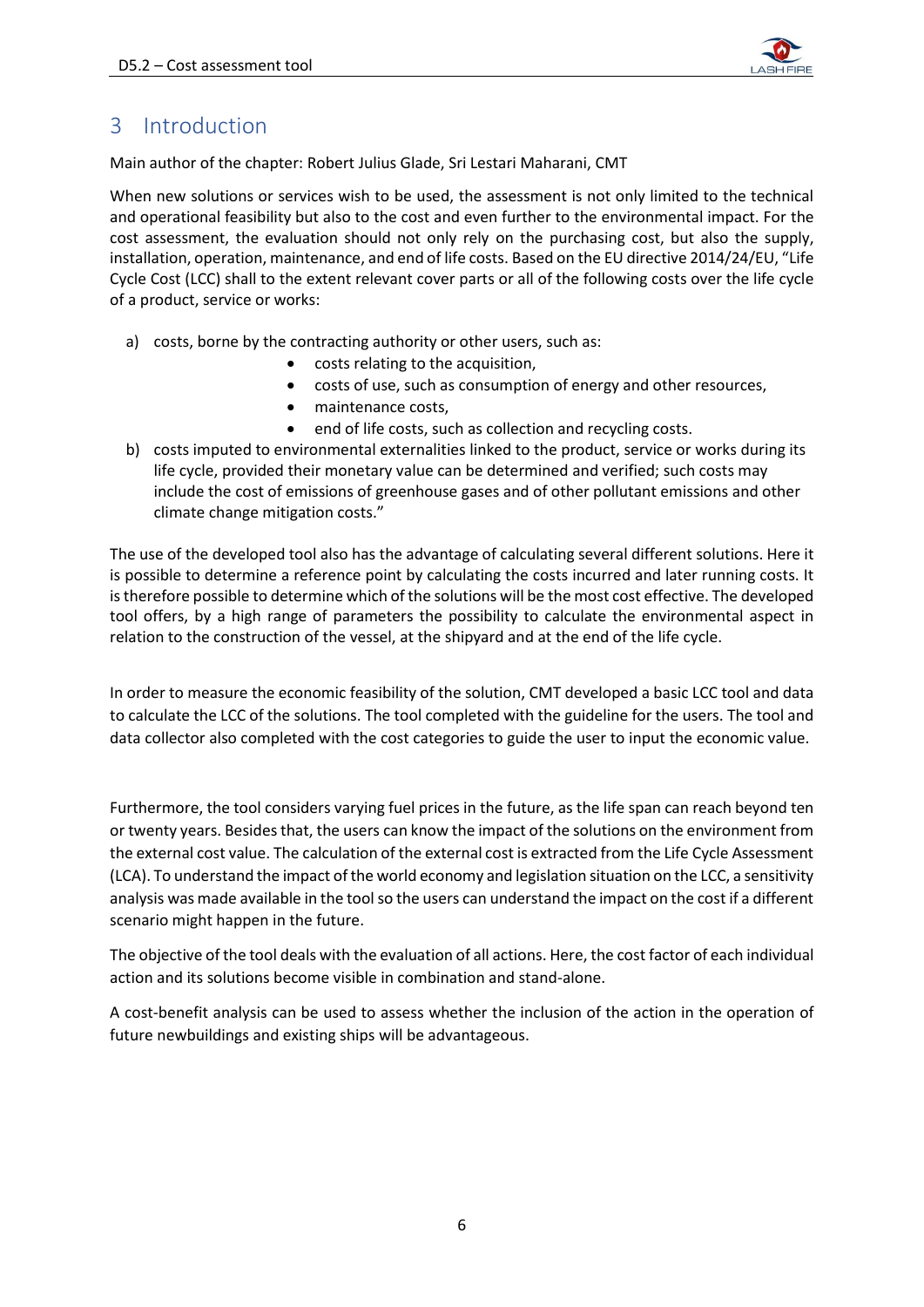# 3 Introduction

Main author of the chapter: Robert Julius Glade, Sri Lestari Maharani, CMT

When new solutions or services wish to be used, the assessment is not only limited to the technical and operational feasibility but also to the cost and even further to the environmental impact. For the cost assessment, the evaluation should not only rely on the purchasing cost, but also the supply, installation, operation, maintenance, and end of life costs. Based on the EU directive 2014/24/EU, "Life Cycle Cost (LCC) shall to the extent relevant cover parts or all of the following costs over the life cycle of a product, service or works:

a) costs, borne by the contracting authority or other users, such as:
   - costs relating to the acquisition,
   - costs of use, such as consumption of energy and other resources,
   - maintenance costs,
   - end of life costs, such as collection and recycling costs.
b) costs imputed to environmental externalities linked to the product, service or works during its life cycle, provided their monetary value can be determined and verified; such costs may include the cost of emissions of greenhouse gases and of other pollutant emissions and other climate change mitigation costs."

The use of the developed tool also has the advantage of calculating several different solutions. Here it is possible to determine a reference point by calculating the costs incurred and later running costs. It is therefore possible to determine which of the solutions will be the most cost effective. The developed tool offers, by a high range of parameters the possibility to calculate the environmental aspect in relation to the construction of the vessel, at the shipyard and at the end of the life cycle.

In order to measure the economic feasibility of the solution, CMT developed a basic LCC tool and data to calculate the LCC of the solutions. The tool completed with the guideline for the users. The tool and data collector also completed with the cost categories to guide the user to input the economic value.

Furthermore, the tool considers varying fuel prices in the future, as the life span can reach beyond ten or twenty years. Besides that, the users can know the impact of the solutions on the environment from the external cost value. The calculation of the external cost is extracted from the Life Cycle Assessment (LCA). To understand the impact of the world economy and legislation situation on the LCC, a sensitivity analysis was made available in the tool so the users can understand the impact on the cost if a different scenario might happen in the future.

The objective of the tool deals with the evaluation of all actions. Here, the cost factor of each individual action and its solutions become visible in combination and stand-alone.

A cost-benefit analysis can be used to assess whether the inclusion of the action in the operation of future newbuildings and existing ships will be advantageous.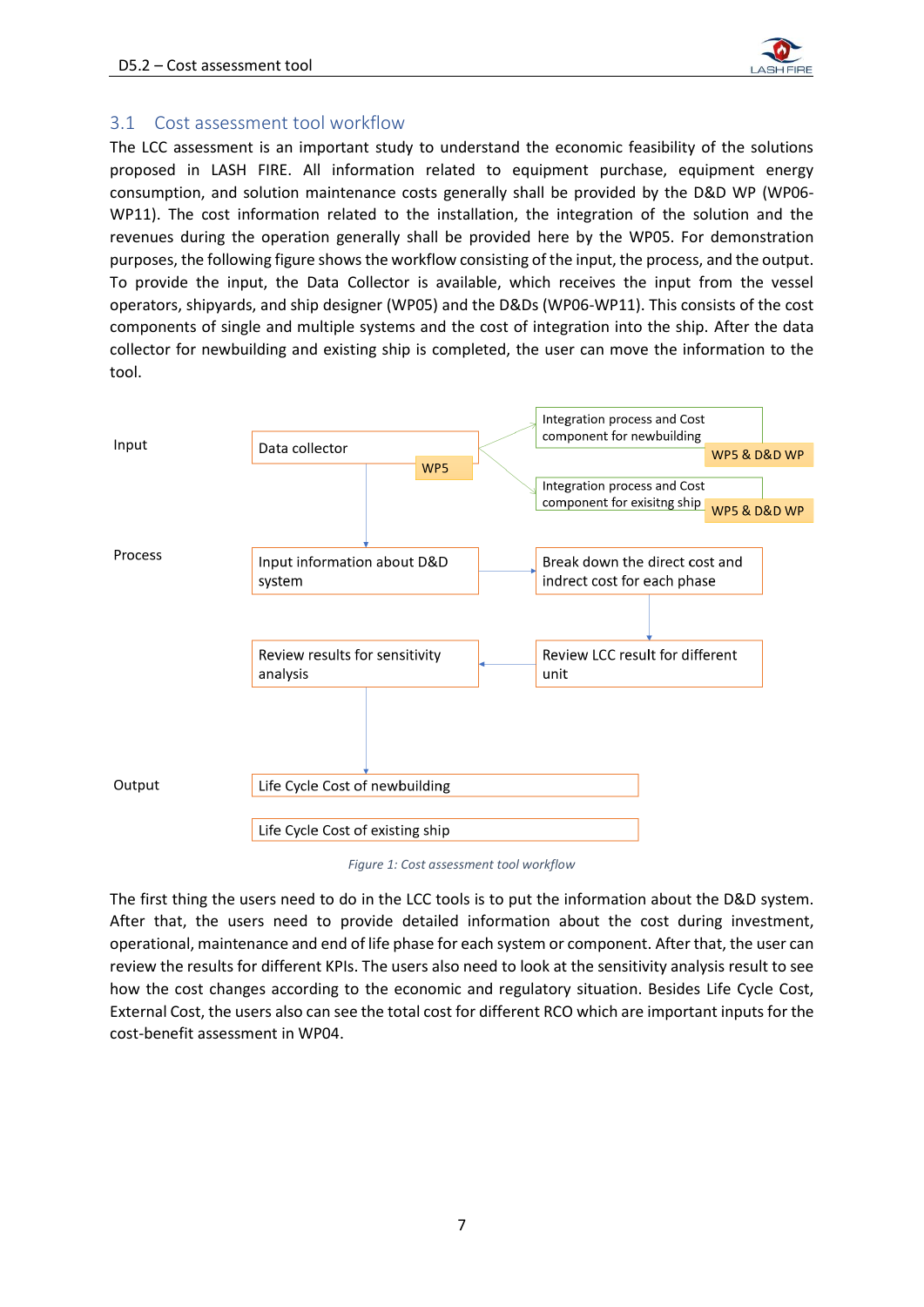## 3.1 Cost assessment tool workflow

The LCC assessment is an important study to understand the economic feasibility of the solutions proposed in LASH FIRE. All information related to equipment purchase, equipment energy consumption, and solution maintenance costs generally shall be provided by the D&D WP (WP06-WP11). The cost information related to the installation, the integration of the solution and the revenues during the operation generally shall be provided here by the WP05. For demonstration purposes, the following figure shows the workflow consisting of the input, the process, and the output. To provide the input, the Data Collector is available, which receives the input from the vessel operators, shipyards, and ship designer (WP05) and the D&Ds (WP06-WP11). This consists of the cost components of single and multiple systems and the cost of integration into the ship. After the data collector for newbuilding and existing ship is completed, the user can move the information to the tool.

Input

Data collector

WP5

Integration process and Cost component for newbuilding

WP5 & D&D WP

Integration process and Cost component for exisitng ship

WP5 & D&D WP

Process

Input information about D&D system

Break down the direct cost and indirect cost for each phase

Review results for sensitivity analysis

Review LCC result for different unit

Output

Life Cycle Cost of newbuilding

Life Cycle Cost of existing ship

*Figure 1: Cost assessment tool workflow*

The first thing the users need to do in the LCC tools is to put the information about the D&D system. After that, the users need to provide detailed information about the cost during investment, operational, maintenance and end of life phase for each system or component. After that, the user can review the results for different KPIs. The users also need to look at the sensitivity analysis result to see how the cost changes according to the economic and regulatory situation. Besides Life Cycle Cost, External Cost, the users also can see the total cost for different RCO which are important inputs for the cost-benefit assessment in WP04.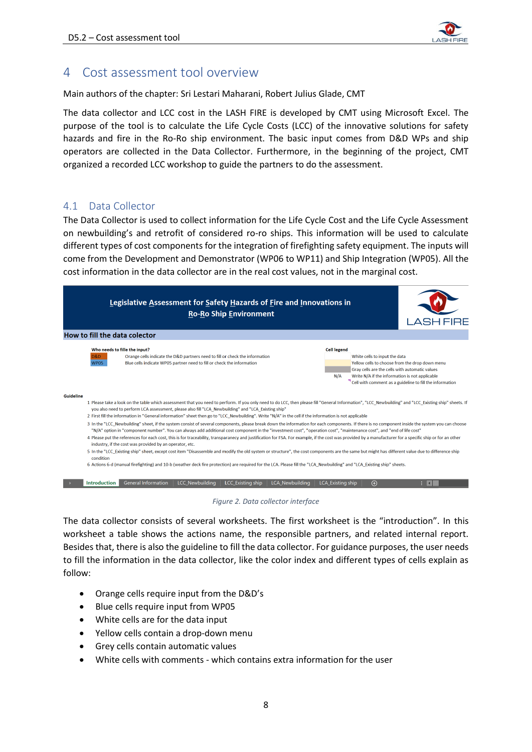# 4 Cost assessment tool overview

Main authors of the chapter: Sri Lestari Maharani, Robert Julius Glade, CMT

The data collector and LCC cost in the LASH FIRE is developed by CMT using Microsoft Excel. The purpose of the tool is to calculate the Life Cycle Costs (LCC) of the innovative solutions for safety hazards and fire in the Ro-Ro ship environment. The basic input comes from D&D WPs and ship operators are collected in the Data Collector. Furthermore, in the beginning of the project, CMT organized a recorded LCC workshop to guide the partners to do the assessment.

## 4.1 Data Collector

The Data Collector is used to collect information for the Life Cycle Cost and the Life Cycle Assessment on newbuilding's and retrofit of considered ro-ro ships. This information will be used to calculate different types of cost components for the integration of firefighting safety equipment. The inputs will come from the Development and Demonstrator (WP06 to WP11) and Ship Integration (WP05). All the cost information in the data collector are in the real cost values, not in the marginal cost.

**Legislative Assessment for Safety Hazards of Fire and Innovations in Ro-Ro Ship Environment**

LASH FIRE

**How to fill the data collector**

**Who needs to fille the input?**

| | |
|---|---|
| D&D | Orange cells indicate the D&D partners need to fill or check the information |
| WP05 | Blue cells indicate WP05 partner need to fill or check the information |

**Cell legend**

| | |
|---|---|
| | White cells to input the data |
| | Yellow cells to choose from the drop down menu |
| | Gray cells are the cells with automatic values |
| N/A | Write N/A if the information is not applicable |
| | Cell with comment as a guideline to fill the information |

**Guideline**

1. Please take a look on the table which assessment that you need to perform. If you only need to do LCC, then please fill "General Information", "LCC_Newbuilding" and "LCC_Existing ship" sheets. If you also need to perform LCA assessment, please also fill "LCA_Newbuilding" and "LCA_Existing ship"
2. First fill the information in "General information" sheet then go to "LCC_Newbuilding". Write "N/A" in the cell if the information is not applicable
3. In the "LCC_Newbuilding" sheet, if the system consist of several components, please break down the information for each components. If there is no component inside the system you can choose "N/A" option in "component number". You can always add additional cost component in the "investment cost", "operation cost", "maintenance cost", and "end of life cost"
4. Please put the references for each cost, this is for traceability, transparancy and justification for FSA. For example, if the cost was provided by a manufacturer for a specific ship or for an other industry, if the cost was provided by an operator, etc.
5. In the "LCC_Existing ship" sheet, except cost item "Disassemble and modify the old system or structure", the cost components are the same but might has different value due to difference ship condition
6. Actions 6-d (manual firefighting) and 10-b (weather deck fire protection) are required for the LCA. Please fill the "LCA_Newbuilding" and "LCA_Existing ship" sheets.

Introduction | General Information | LCC_Newbuilding | LCC_Existing ship | LCA_Newbuilding | LCA_Existing ship

*Figure 2. Data collector interface*

The data collector consists of several worksheets. The first worksheet is the "introduction". In this worksheet a table shows the actions name, the responsible partners, and related internal report. Besides that, there is also the guideline to fill the data collector. For guidance purposes, the user needs to fill the information in the data collector, like the color index and different types of cells explain as follow:

- Orange cells require input from the D&D's
- Blue cells require input from WP05
- White cells are for the data input
- Yellow cells contain a drop-down menu
- Grey cells contain automatic values
- White cells with comments - which contains extra information for the user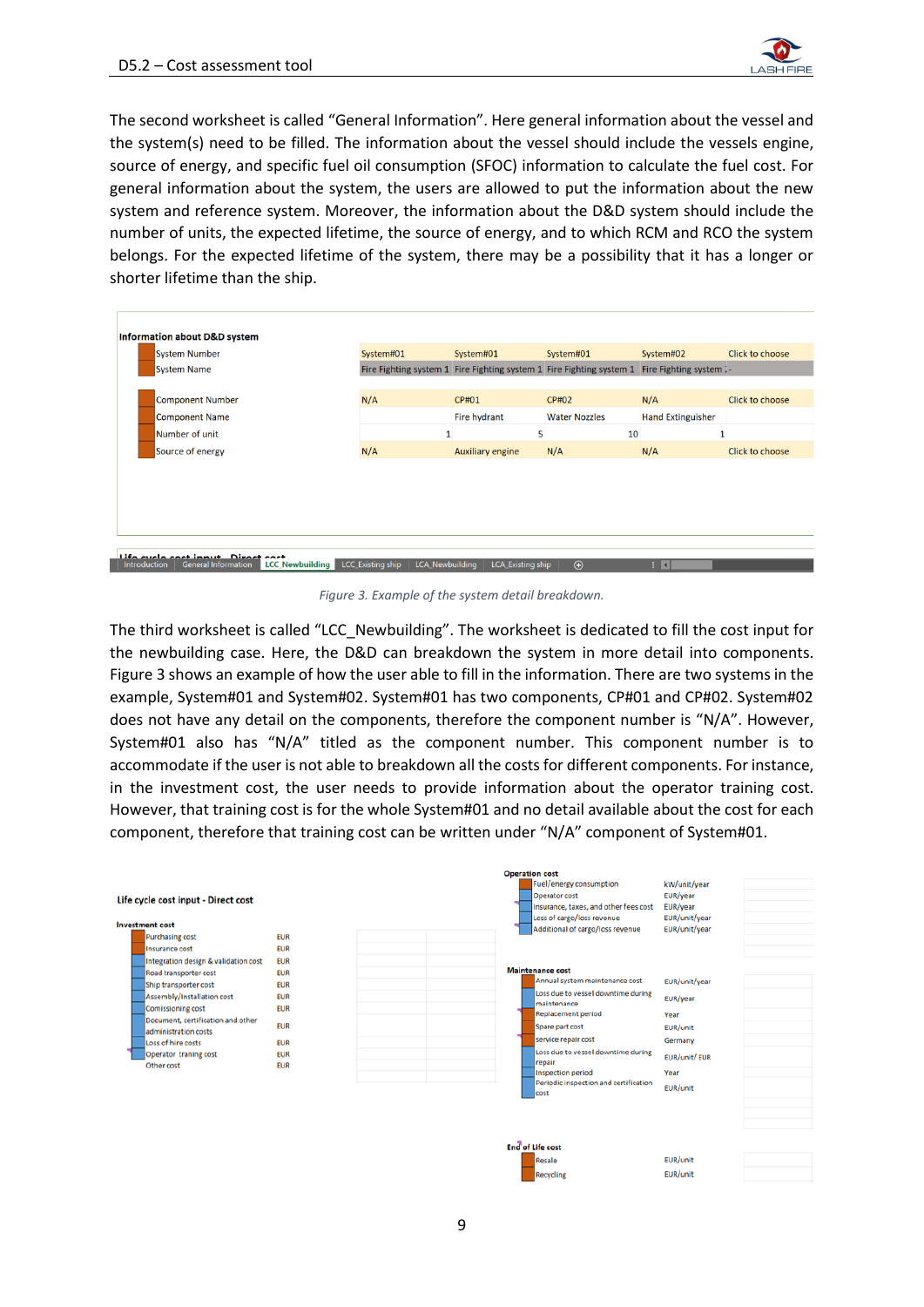The second worksheet is called "General Information". Here general information about the vessel and the system(s) need to be filled. The information about the vessel should include the vessels engine, source of energy, and specific fuel oil consumption (SFOC) information to calculate the fuel cost. For general information about the system, the users are allowed to put the information about the new system and reference system. Moreover, the information about the D&D system should include the number of units, the expected lifetime, the source of energy, and to which RCM and RCO the system belongs. For the expected lifetime of the system, there may be a possibility that it has a longer or shorter lifetime than the ship.

**Information about D&D system**

| | | | | | |
|---|---|---|---|---|---|
| System Number | System#01 | System#01 | System#01 | System#02 | Click to choose |
| System Name | Fire Fighting system 1 | Fire Fighting system 1 | Fire Fighting system 1 | Fire Fighting system 2 | - |
| Component Number | N/A | CP#01 | CP#02 | N/A | Click to choose |
| Component Name | | Fire hydrant | Water Nozzles | Hand Extinguisher | |
| Number of unit | 1 | 5 | 10 | 1 | |
| Source of energy | N/A | Auxiliary engine | N/A | N/A | Click to choose |

Introduction | General Information | LCC_Newbuilding | LCC_Existing ship | LCA_Newbuilding | LCA_Existing ship

*Figure 3. Example of the system detail breakdown.*

The third worksheet is called "LCC_Newbuilding". The worksheet is dedicated to fill the cost input for the newbuilding case. Here, the D&D can breakdown the system in more detail into components. Figure 3 shows an example of how the user able to fill in the information. There are two systems in the example, System#01 and System#02. System#01 has two components, CP#01 and CP#02. System#02 does not have any detail on the components, therefore the component number is "N/A". However, System#01 also has "N/A" titled as the component number. This component number is to accommodate if the user is not able to breakdown all the costs for different components. For instance, in the investment cost, the user needs to provide information about the operator training cost. However, that training cost is for the whole System#01 and no detail available about the cost for each component, therefore that training cost can be written under "N/A" component of System#01.

**Life cycle cost input - Direct cost**

**Investment cost**

| Item | Unit |
|---|---|
| Purchasing cost | EUR |
| Insurance cost | EUR |
| Integration design & validation cost | EUR |
| Road transporter cost | EUR |
| Ship transporter cost | EUR |
| Assembly/installation cost | EUR |
| Comissioning cost | EUR |
| Document, certification and other administration costs | EUR |
| Loss of hire costs | EUR |
| Operator traning cost | EUR |
| Other cost | EUR |

**Operation cost**

| Item | Unit |
|---|---|
| Fuel/energy consumption | kW/unit/year |
| Operator cost | EUR/year |
| Insurance, taxes, and other fees cost | EUR/year |
| Loss of cargo/loss revenue | EUR/unit/year |
| Additional of cargo/loss revenue | EUR/unit/year |

**Maintenance cost**

| Item | Unit |
|---|---|
| Annual system maintenance cost | EUR/unit/year |
| Loss due to vessel downtime during maintenance | EUR/year |
| Replacement period | Year |
| Spare part cost | EUR/unit |
| service repair cost | Germany |
| Loss due to vessel downtime during repair | EUR/unit/ EUR |
| Inspection period | Year |
| Periodic inspection and certification cost | EUR/unit |

**End of Life cost**

| Item | Unit |
|---|---|
| Resale | EUR/unit |
| Recycling | EUR/unit |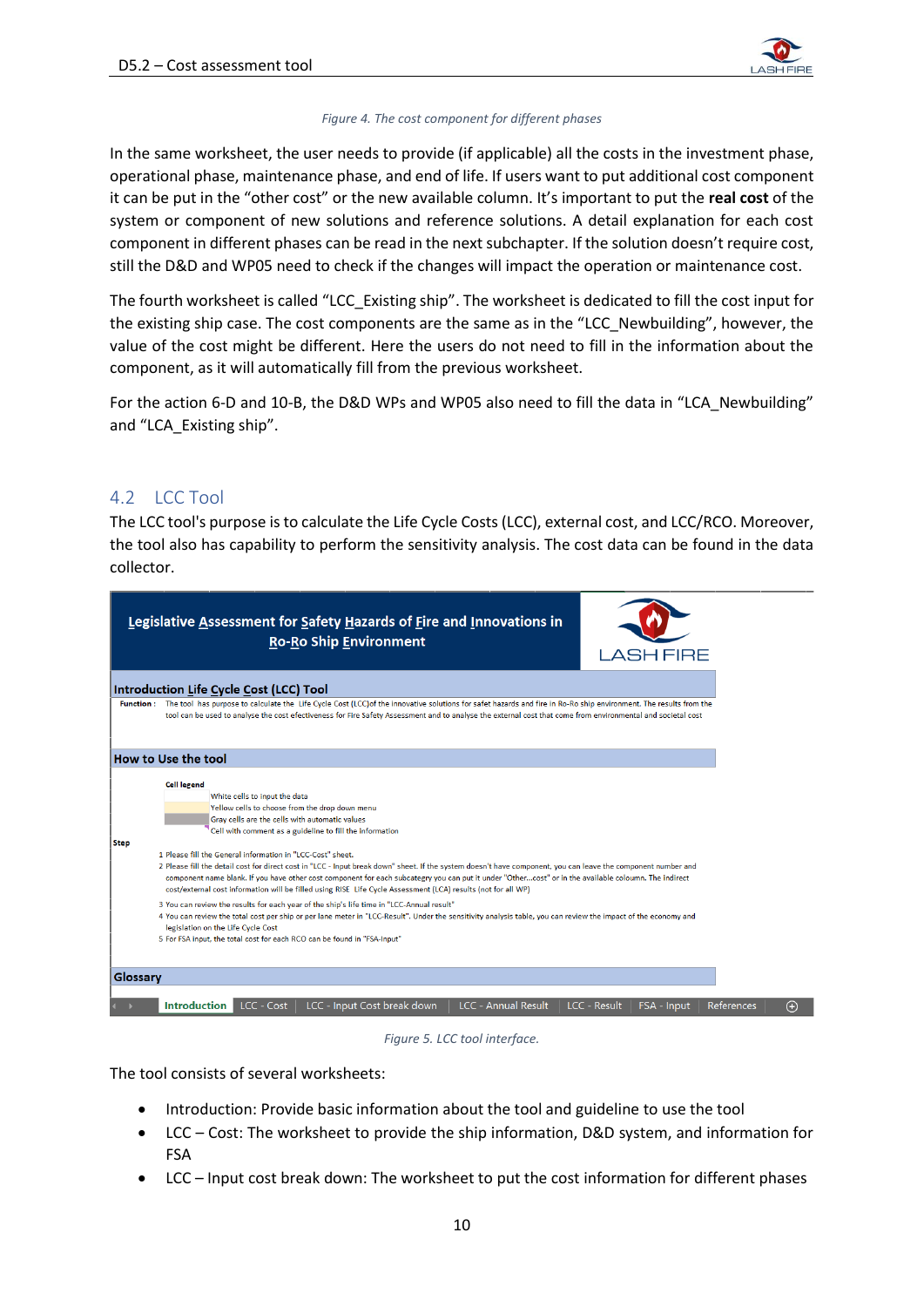Figure 4. The cost component for different phases

In the same worksheet, the user needs to provide (if applicable) all the costs in the investment phase, operational phase, maintenance phase, and end of life. If users want to put additional cost component it can be put in the "other cost" or the new available column. It's important to put the **real cost** of the system or component of new solutions and reference solutions. A detail explanation for each cost component in different phases can be read in the next subchapter. If the solution doesn't require cost, still the D&D and WP05 need to check if the changes will impact the operation or maintenance cost.

The fourth worksheet is called "LCC_Existing ship". The worksheet is dedicated to fill the cost input for the existing ship case. The cost components are the same as in the "LCC_Newbuilding", however, the value of the cost might be different. Here the users do not need to fill in the information about the component, as it will automatically fill from the previous worksheet.

For the action 6-D and 10-B, the D&D WPs and WP05 also need to fill the data in "LCA_Newbuilding" and "LCA_Existing ship".

## 4.2 LCC Tool

The LCC tool's purpose is to calculate the Life Cycle Costs (LCC), external cost, and LCC/RCO. Moreover, the tool also has capability to perform the sensitivity analysis. The cost data can be found in the data collector.

Figure 5. LCC tool interface.

The tool consists of several worksheets:

- Introduction: Provide basic information about the tool and guideline to use the tool
- LCC – Cost: The worksheet to provide the ship information, D&D system, and information for FSA
- LCC – Input cost break down: The worksheet to put the cost information for different phases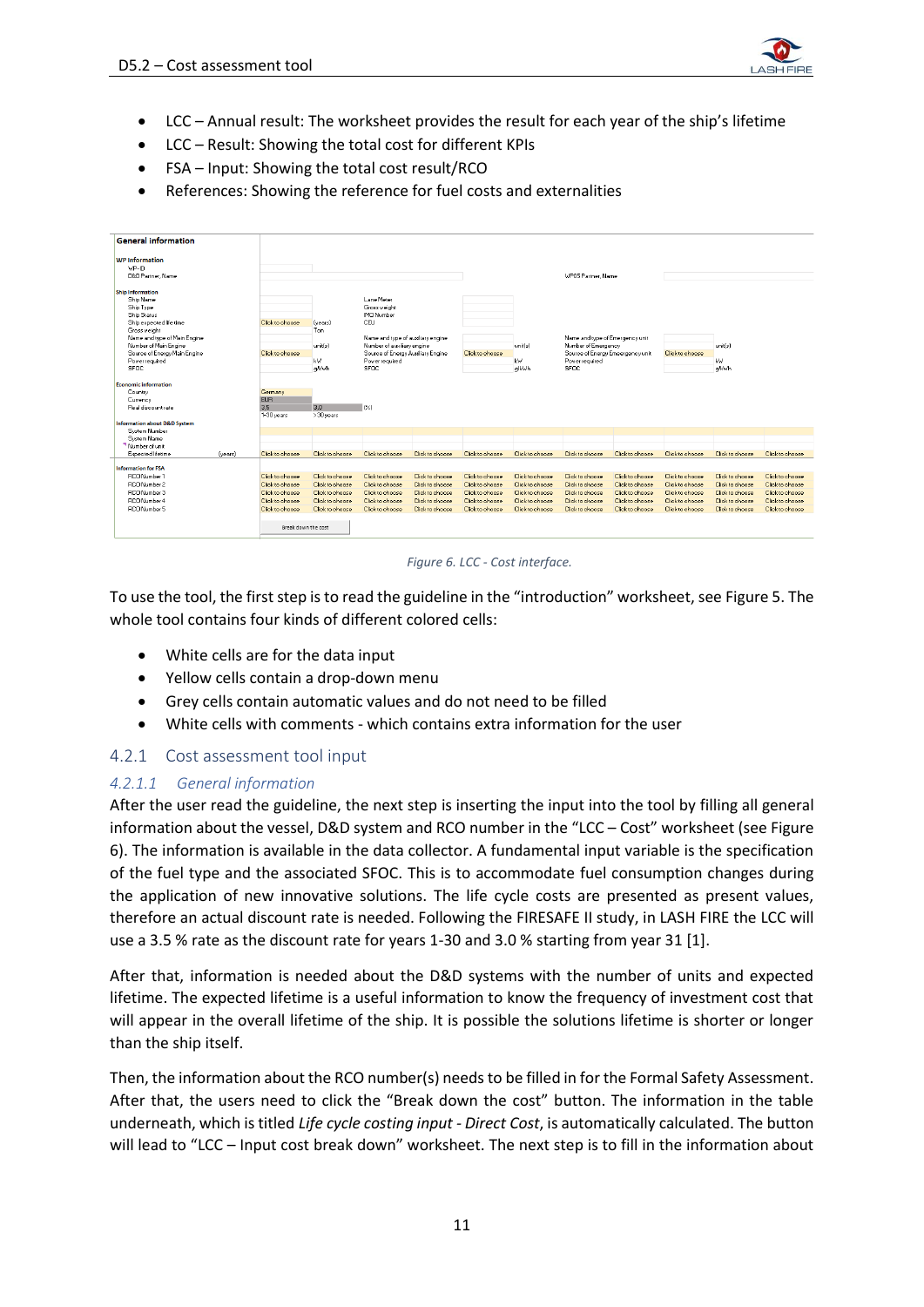- LCC – Annual result: The worksheet provides the result for each year of the ship's lifetime
- LCC – Result: Showing the total cost for different KPIs
- FSA – Input: Showing the total cost result/RCO
- References: Showing the reference for fuel costs and externalities

*Figure 6. LCC - Cost interface.*

To use the tool, the first step is to read the guideline in the "introduction" worksheet, see Figure 5. The whole tool contains four kinds of different colored cells:

- White cells are for the data input
- Yellow cells contain a drop-down menu
- Grey cells contain automatic values and do not need to be filled
- White cells with comments - which contains extra information for the user

### 4.2.1 Cost assessment tool input

#### *4.2.1.1 General information*

After the user read the guideline, the next step is inserting the input into the tool by filling all general information about the vessel, D&D system and RCO number in the "LCC – Cost" worksheet (see Figure 6). The information is available in the data collector. A fundamental input variable is the specification of the fuel type and the associated SFOC. This is to accommodate fuel consumption changes during the application of new innovative solutions. The life cycle costs are presented as present values, therefore an actual discount rate is needed. Following the FIRESAFE II study, in LASH FIRE the LCC will use a 3.5 % rate as the discount rate for years 1-30 and 3.0 % starting from year 31 [1].

After that, information is needed about the D&D systems with the number of units and expected lifetime. The expected lifetime is a useful information to know the frequency of investment cost that will appear in the overall lifetime of the ship. It is possible the solutions lifetime is shorter or longer than the ship itself.

Then, the information about the RCO number(s) needs to be filled in for the Formal Safety Assessment. After that, the users need to click the "Break down the cost" button. The information in the table underneath, which is titled *Life cycle costing input - Direct Cost*, is automatically calculated. The button will lead to "LCC – Input cost break down" worksheet. The next step is to fill in the information about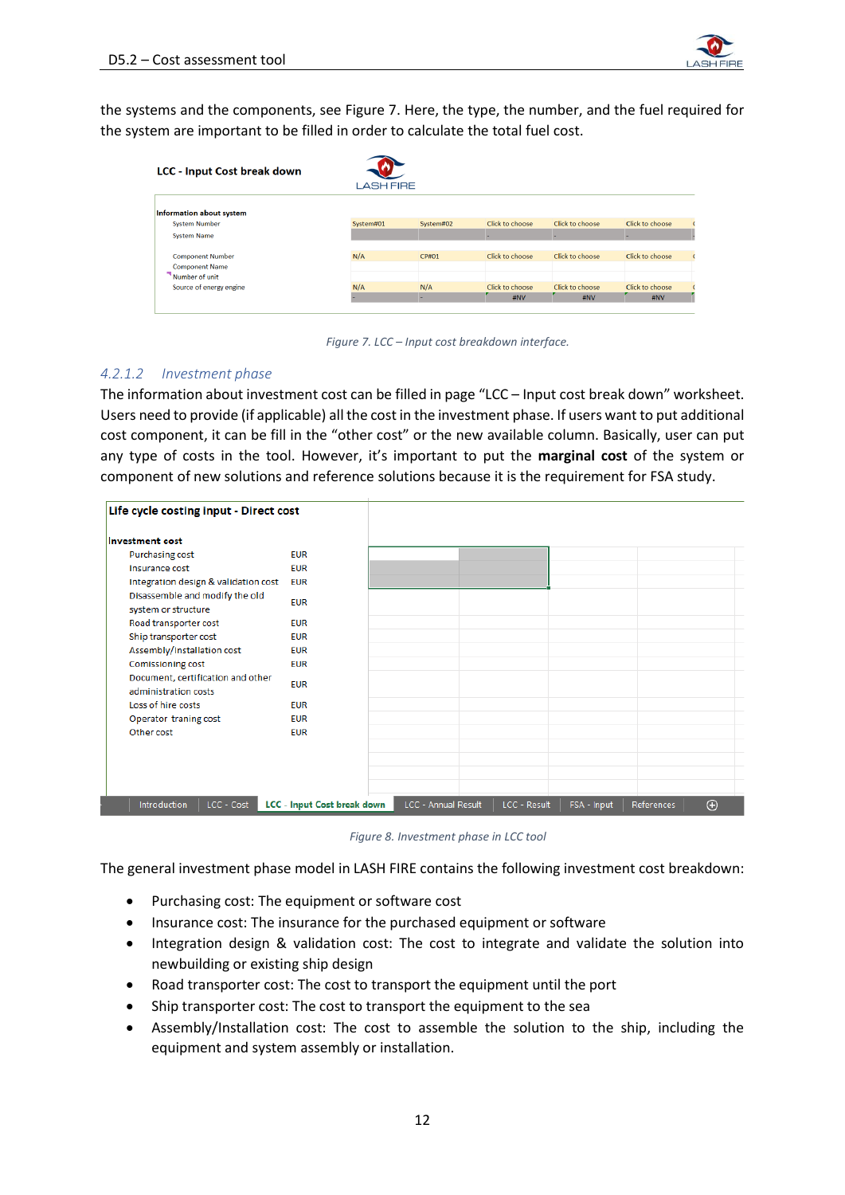the systems and the components, see Figure 7. Here, the type, the number, and the fuel required for the system are important to be filled in order to calculate the total fuel cost.

Figure 7. LCC – Input cost breakdown interface.

#### 4.2.1.2 Investment phase

The information about investment cost can be filled in page "LCC – Input cost break down" worksheet. Users need to provide (if applicable) all the cost in the investment phase. If users want to put additional cost component, it can be fill in the "other cost" or the new available column. Basically, user can put any type of costs in the tool. However, it's important to put the **marginal cost** of the system or component of new solutions and reference solutions because it is the requirement for FSA study.

Figure 8. Investment phase in LCC tool

The general investment phase model in LASH FIRE contains the following investment cost breakdown:

- Purchasing cost: The equipment or software cost
- Insurance cost: The insurance for the purchased equipment or software
- Integration design & validation cost: The cost to integrate and validate the solution into newbuilding or existing ship design
- Road transporter cost: The cost to transport the equipment until the port
- Ship transporter cost: The cost to transport the equipment to the sea
- Assembly/Installation cost: The cost to assemble the solution to the ship, including the equipment and system assembly or installation.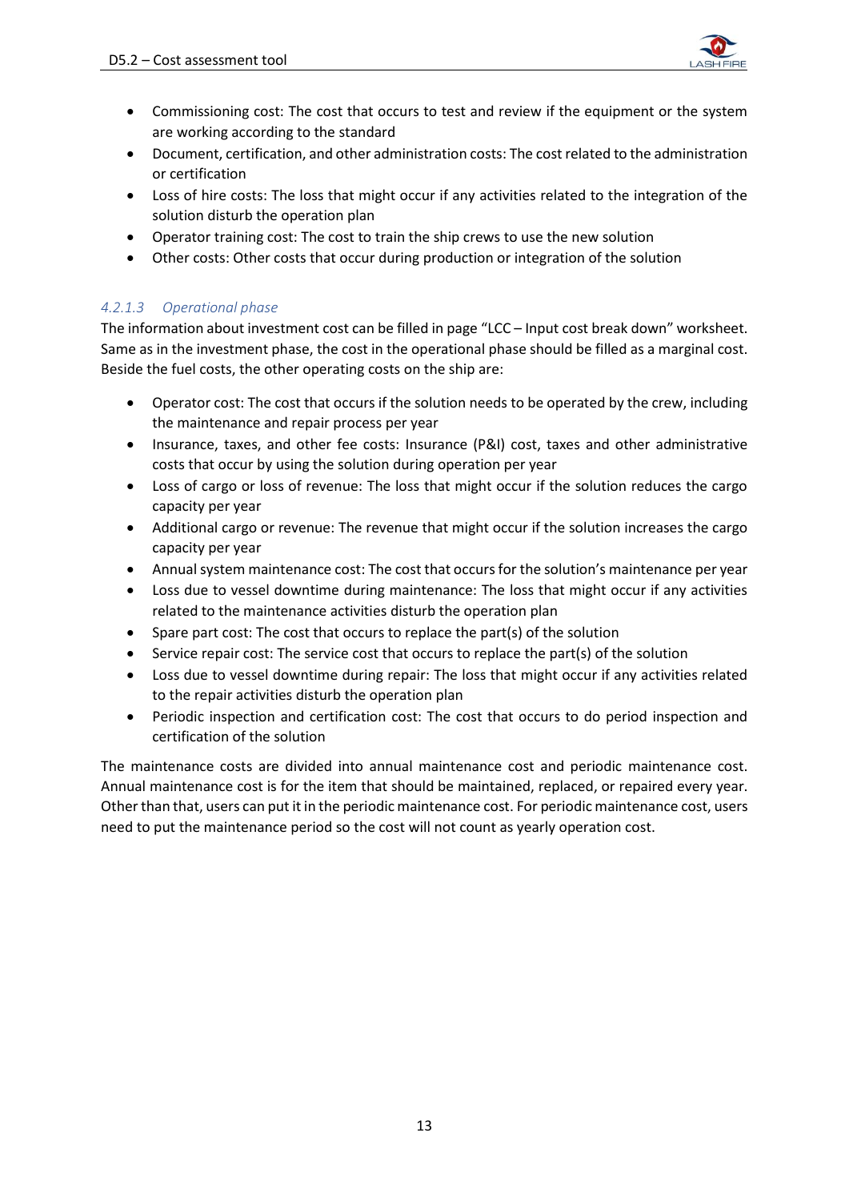- Commissioning cost: The cost that occurs to test and review if the equipment or the system are working according to the standard
- Document, certification, and other administration costs: The cost related to the administration or certification
- Loss of hire costs: The loss that might occur if any activities related to the integration of the solution disturb the operation plan
- Operator training cost: The cost to train the ship crews to use the new solution
- Other costs: Other costs that occur during production or integration of the solution

#### *4.2.1.3 Operational phase*

The information about investment cost can be filled in page "LCC – Input cost break down" worksheet. Same as in the investment phase, the cost in the operational phase should be filled as a marginal cost. Beside the fuel costs, the other operating costs on the ship are:

- Operator cost: The cost that occurs if the solution needs to be operated by the crew, including the maintenance and repair process per year
- Insurance, taxes, and other fee costs: Insurance (P&I) cost, taxes and other administrative costs that occur by using the solution during operation per year
- Loss of cargo or loss of revenue: The loss that might occur if the solution reduces the cargo capacity per year
- Additional cargo or revenue: The revenue that might occur if the solution increases the cargo capacity per year
- Annual system maintenance cost: The cost that occurs for the solution's maintenance per year
- Loss due to vessel downtime during maintenance: The loss that might occur if any activities related to the maintenance activities disturb the operation plan
- Spare part cost: The cost that occurs to replace the part(s) of the solution
- Service repair cost: The service cost that occurs to replace the part(s) of the solution
- Loss due to vessel downtime during repair: The loss that might occur if any activities related to the repair activities disturb the operation plan
- Periodic inspection and certification cost: The cost that occurs to do period inspection and certification of the solution

The maintenance costs are divided into annual maintenance cost and periodic maintenance cost. Annual maintenance cost is for the item that should be maintained, replaced, or repaired every year. Other than that, users can put it in the periodic maintenance cost. For periodic maintenance cost, users need to put the maintenance period so the cost will not count as yearly operation cost.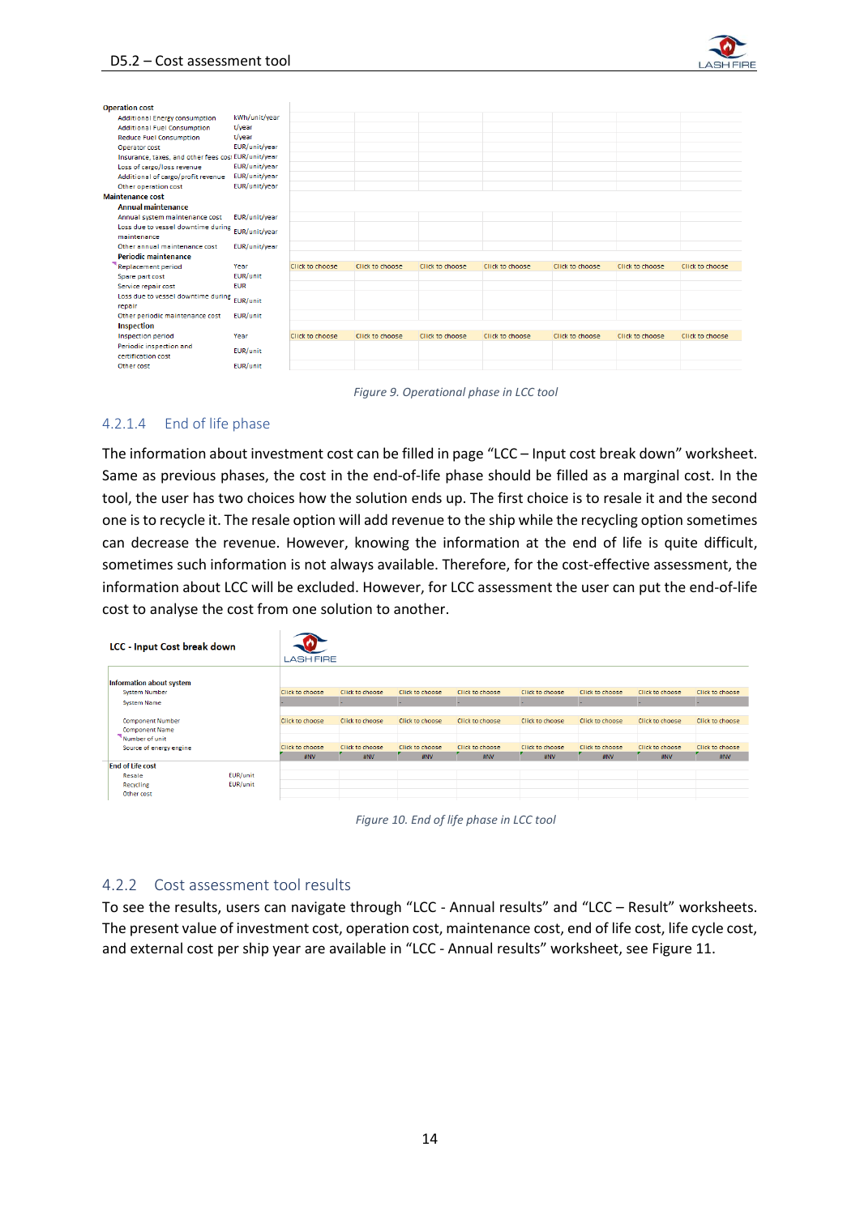| Operation cost | | | | | | | | |
|---|---|---|---|---|---|---|---|---|
| Additional Energy consumption | kWh/unit/year | | | | | | | |
| Additional Fuel Consumption | l/year | | | | | | | |
| Reduce Fuel Consumption | l/year | | | | | | | |
| Operator cost | EUR/unit/year | | | | | | | |
| Insurance, taxes, and other fees cost | EUR/unit/year | | | | | | | |
| Loss of cargo/loss revenue | EUR/unit/year | | | | | | | |
| Additional of cargo/ profit revenue | EUR/unit/year | | | | | | | |
| Other operation cost | EUR/unit/year | | | | | | | |
| **Maintenance cost** | | | | | | | | |
| **Annual maintenance** | | | | | | | | |
| Annual system maintenance cost | EUR/unit/year | | | | | | | |
| Loss due to vessel downtime during maintenance | EUR/unit/year | | | | | | | |
| Other annual maintenance cost | EUR/unit/year | | | | | | | |
| **Periodic maintenance** | | | | | | | | |
| Replacement period | Year | Click to choose | Click to choose | Click to choose | Click to choose | Click to choose | Click to choose | Click to choose |
| Spare part cost | EUR/unit | | | | | | | |
| Service repair cost | EUR | | | | | | | |
| Loss due to vessel downtime during repair | EUR/unit | | | | | | | |
| Other periodic maintenance cost | EUR/unit | | | | | | | |
| **Inspection** | | | | | | | | |
| Inspection period | Year | Click to choose | Click to choose | Click to choose | Click to choose | Click to choose | Click to choose | Click to choose |
| Periodic inspection and certification cost | EUR/unit | | | | | | | |
| Other cost | EUR/unit | | | | | | | |

*Figure 9. Operational phase in LCC tool*

#### 4.2.1.4 End of life phase

The information about investment cost can be filled in page "LCC – Input cost break down" worksheet. Same as previous phases, the cost in the end-of-life phase should be filled as a marginal cost. In the tool, the user has two choices how the solution ends up. The first choice is to resale it and the second one is to recycle it. The resale option will add revenue to the ship while the recycling option sometimes can decrease the revenue. However, knowing the information at the end of life is quite difficult, sometimes such information is not always available. Therefore, for the cost-effective assessment, the information about LCC will be excluded. However, for LCC assessment the user can put the end-of-life cost to analyse the cost from one solution to another.

**LCC - Input Cost break down**

| Information about system | | | | | | | | | |
|---|---|---|---|---|---|---|---|---|---|
| System Number | | Click to choose | Click to choose | Click to choose | Click to choose | Click to choose | Click to choose | Click to choose | Click to choose |
| System Name | | - | - | - | - | - | - | - | - |
| Component Number | | Click to choose | Click to choose | Click to choose | Click to choose | Click to choose | Click to choose | Click to choose | Click to choose |
| Component Name | | | | | | | | | |
| Number of unit | | | | | | | | | |
| Source of energy engine | | Click to choose | Click to choose | Click to choose | Click to choose | Click to choose | Click to choose | Click to choose | Click to choose |
| | | #NV | #NV | #NV | #NV | #NV | #NV | #NV | #NV |
| **End of Life cost** | | | | | | | | | |
| Resale | EUR/unit | | | | | | | | |
| Recycling | EUR/unit | | | | | | | | |
| Other cost | | | | | | | | | |

*Figure 10. End of life phase in LCC tool*

### 4.2.2 Cost assessment tool results

To see the results, users can navigate through "LCC - Annual results" and "LCC – Result" worksheets. The present value of investment cost, operation cost, maintenance cost, end of life cost, life cycle cost, and external cost per ship year are available in "LCC - Annual results" worksheet, see Figure 11.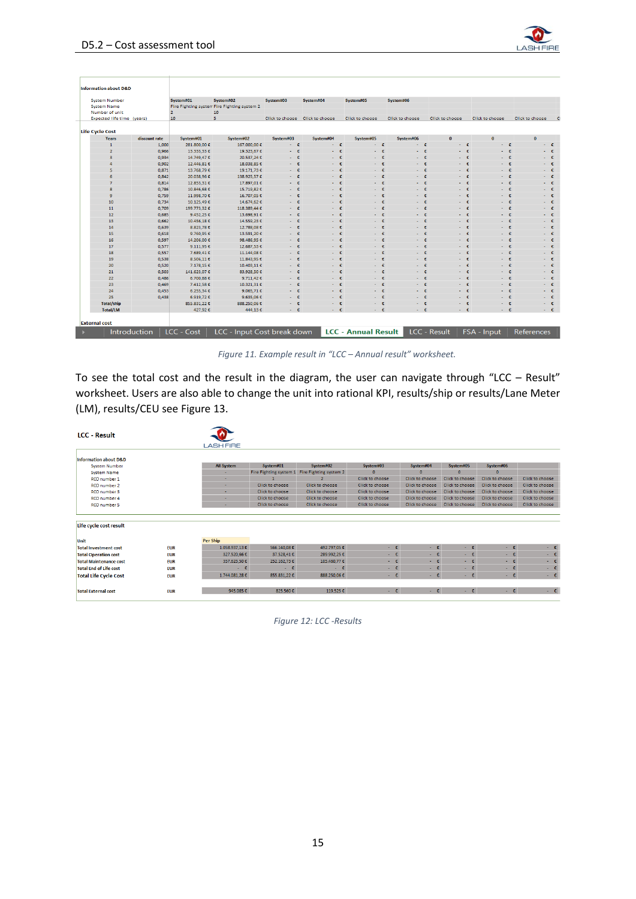Figure 11. Example result in “LCC – Annual result” worksheet.

To see the total cost and the result in the diagram, the user can navigate through “LCC – Result” worksheet. Users are also able to change the unit into rational KPI, results/ship or results/Lane Meter (LM), results/CEU see Figure 13.

Figure 12: LCC -Results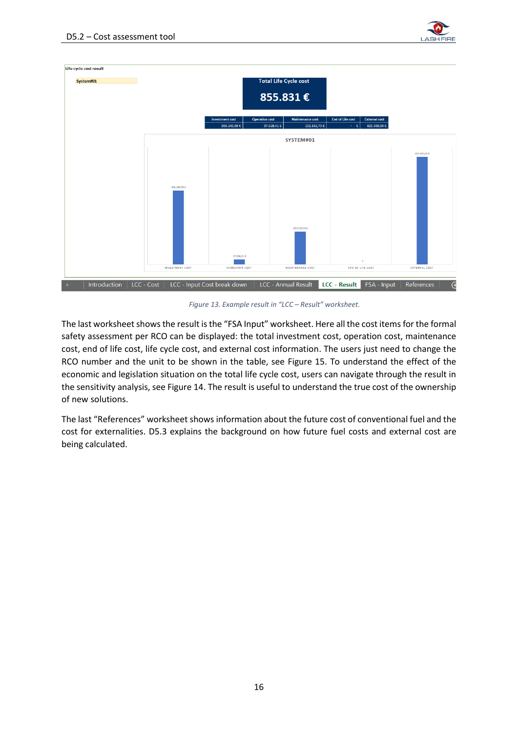Figure 13. Example result in “LCC – Result” worksheet.

The last worksheet shows the result is the “FSA Input” worksheet. Here all the cost items for the formal safety assessment per RCO can be displayed: the total investment cost, operation cost, maintenance cost, end of life cost, life cycle cost, and external cost information. The users just need to change the RCO number and the unit to be shown in the table, see Figure 15. To understand the effect of the economic and legislation situation on the total life cycle cost, users can navigate through the result in the sensitivity analysis, see Figure 14. The result is useful to understand the true cost of the ownership of new solutions.

The last “References” worksheet shows information about the future cost of conventional fuel and the cost for externalities. D5.3 explains the background on how future fuel costs and external cost are being calculated.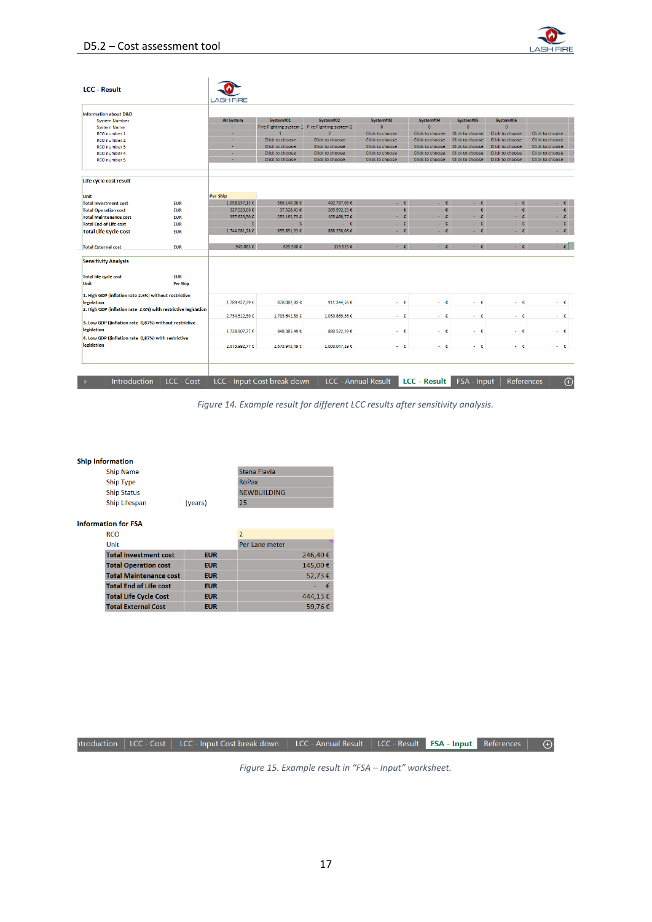**LCC - Result**

| Information about D&D | All System | System#01 | System#02 | System#03 | System#04 | System#05 | System#06 | |
|---|---|---|---|---|---|---|---|---|
| System Number | - | Fire Fighting system 1 | Fire Fighting system 2 | 0 | 0 | 0 | 0 | |
| System Name | - | 1 | 2 | Click to choose | Click to choose | Click to choose | Click to choose | Click to choose |
| RCO number 1 | - | Click to choose | Click to choose | Click to choose | Click to choose | Click to choose | Click to choose | Click to choose |
| RCO number 2 | - | Click to choose | Click to choose | Click to choose | Click to choose | Click to choose | Click to choose | Click to choose |
| RCO number 3 | - | Click to choose | Click to choose | Click to choose | Click to choose | Click to choose | Click to choose | Click to choose |
| RCO number 4 | - | Click to choose | Click to choose | Click to choose | Click to choose | Click to choose | Click to choose | Click to choose |
| RCO number 5 | - | Click to choose | Click to choose | Click to choose | Click to choose | Click to choose | Click to choose | Click to choose |

| Life cycle cost result | | | | | | | | | | |
|---|---|---|---|---|---|---|---|---|---|---|
| Unit | | Per Ship | | | | | | | | |
| Total Investment cost | EUR | 1.058.937,13 € | 566.140,08 € | 492.797,05 € | - € | - € | - € | - € | - € |
| Total Operation cost | EUR | 327.520,66 € | 37.528,41 € | 289.992,25 € | - € | - € | - € | - € | - € |
| Total Maintenance cost | EUR | 357.623,50 € | 252.163,73 € | 105.460,77 € | - € | - € | - € | - € | - € |
| Total End of Life cost | EUR | - € | - € | - € | - € | - € | - € | - € | - € |
| Total Life Cycle Cost | EUR | 1.744.081,28 € | 855.831,22 € | 888.250,06 € | - € | - € | - € | - € | - € |
| Total External cost | EUR | 945.083 € | 825.560 € | 119.525 € | - € | - € | - € | - € | - € |

| Sensitivity Analysis | | | | | | | | | | |
|---|---|---|---|---|---|---|---|---|---|---|
| Total life cycle cost | EUR | | | | | | | | | |
| Unit | Per Ship | | | | | | | | | |
| 1. High GDP (inflation rate 2.6%) without restrictive legislation | | 1.789.427,39 € | 878.082,83 € | 911.344,56 € | - € | - € | - € | - € | - € |
| 2. High GDP (inflation rate 2.6%) with restrictive legislation | | 2.734.512,39 € | 1.703.642,83 € | 1.030.869,56 € | - € | - € | - € | - € | - € |
| 3. Low GDP ((inflation rate 0,87%) without restrictive legislation | | 1.728.907,77 € | 848.385,49 € | 880.522,29 € | - € | - € | - € | - € | - € |
| 4. Low GDP ((inflation rate 0,87%) with restrictive legislation | | 2.673.992,77 € | 1.673.945,49 € | 1.000.047,29 € | - € | - € | - € | - € | - € |

Introduction | LCC - Cost | LCC - Input Cost break down | LCC - Annual Result | LCC - Result | FSA - Input | References

*Figure 14. Example result for different LCC results after sensitivity analysis.*

**Ship Information**

| | | |
|---|---|---|
| Ship Name | | Stena Flavia |
| Ship Type | | RoPax |
| Ship Status | | NEWBUILDING |
| Ship Lifespan | (years) | 25 |

**Information for FSA**

| | | |
|---|---|---|
| RCO | | 2 |
| Unit | | Per Lane meter |
| **Total Investment cost** | **EUR** | 246,40 € |
| **Total Operation cost** | **EUR** | 145,00 € |
| **Total Maintenance cost** | **EUR** | 52,73 € |
| **Total End of Life cost** | **EUR** | - € |
| **Total Life Cycle Cost** | **EUR** | 444,13 € |
| **Total External Cost** | **EUR** | 59,76 € |

ntroduction | LCC - Cost | LCC - Input Cost break down | LCC - Annual Result | LCC - Result | FSA - Input | References

*Figure 15. Example result in "FSA – Input" worksheet.*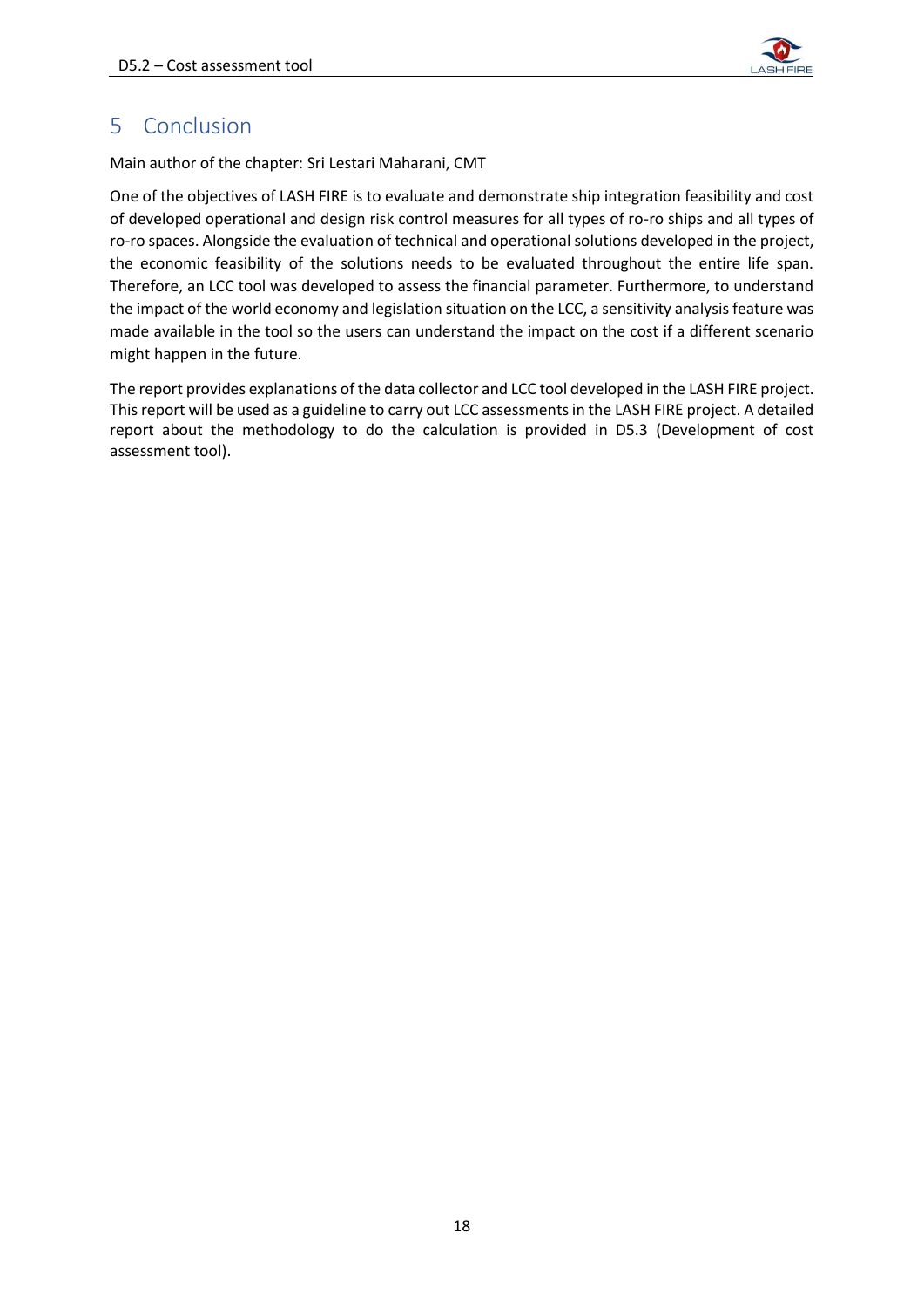# 5 Conclusion

Main author of the chapter: Sri Lestari Maharani, CMT

One of the objectives of LASH FIRE is to evaluate and demonstrate ship integration feasibility and cost of developed operational and design risk control measures for all types of ro-ro ships and all types of ro-ro spaces. Alongside the evaluation of technical and operational solutions developed in the project, the economic feasibility of the solutions needs to be evaluated throughout the entire life span. Therefore, an LCC tool was developed to assess the financial parameter. Furthermore, to understand the impact of the world economy and legislation situation on the LCC, a sensitivity analysis feature was made available in the tool so the users can understand the impact on the cost if a different scenario might happen in the future.

The report provides explanations of the data collector and LCC tool developed in the LASH FIRE project. This report will be used as a guideline to carry out LCC assessments in the LASH FIRE project. A detailed report about the methodology to do the calculation is provided in D5.3 (Development of cost assessment tool).